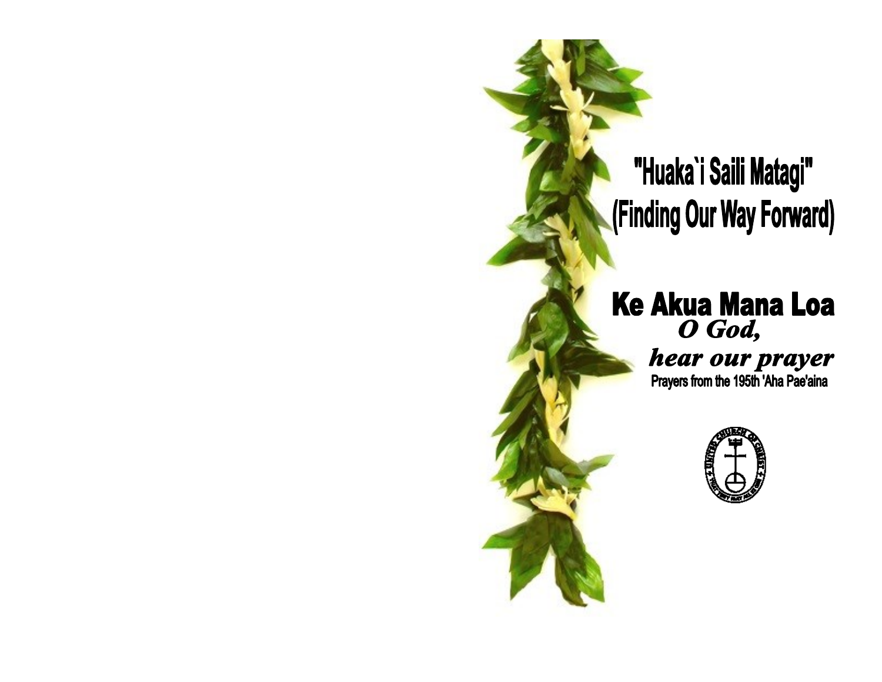# "Huaka`i Saili Matagi"
# (Finding Our Way Forward)

## Ke Akua Mana Loa

***O God,***

***hear our prayer***

**Prayers from the 195th 'Aha Pae'aina**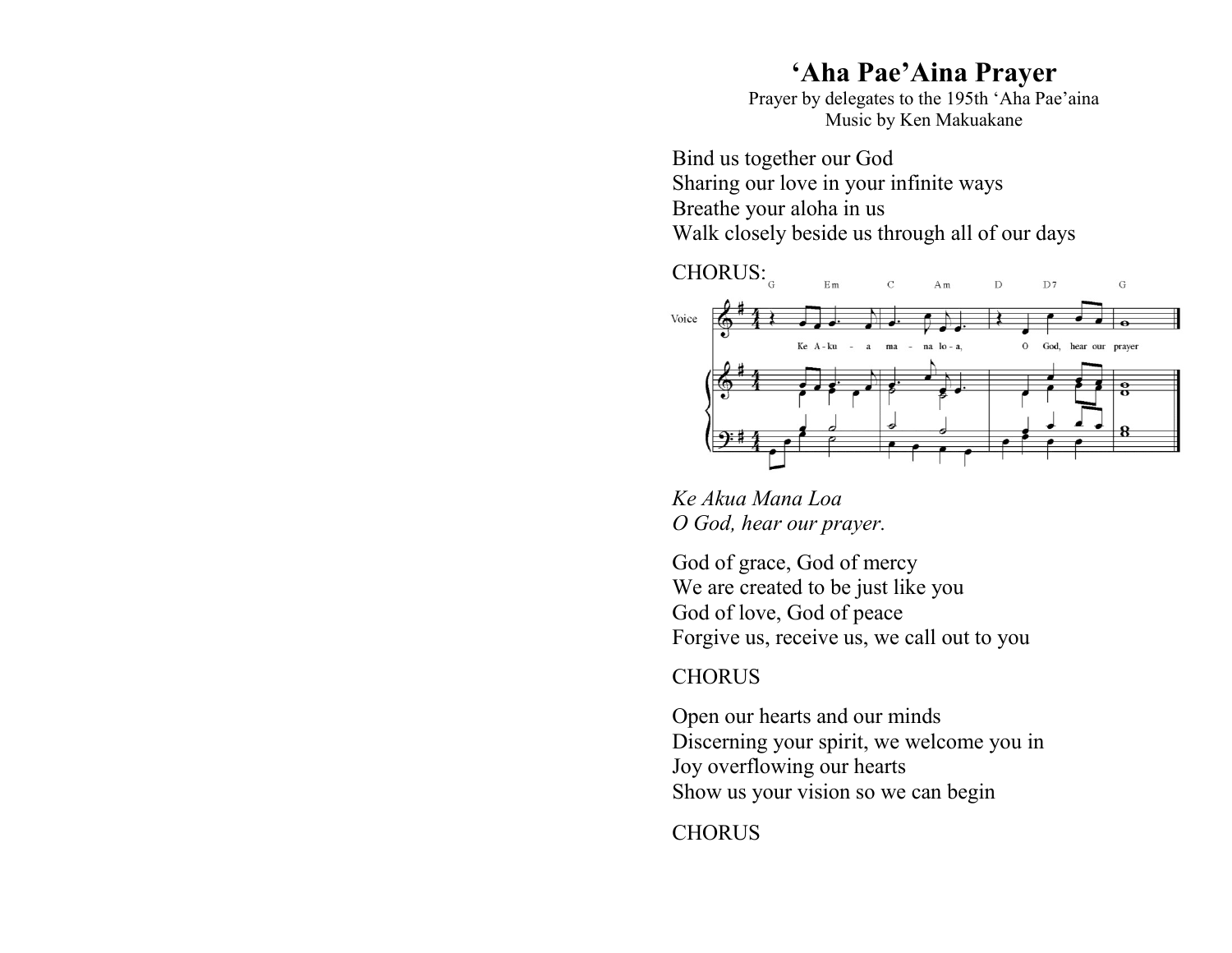# ‘Aha Pae’Aina Prayer

Prayer by delegates to the 195th ‘Aha Pae’aina
Music by Ken Makuakane

Bind us together our God
Sharing our love in your infinite ways
Breathe your aloha in us
Walk closely beside us through all of our days

CHORUS:

*Ke Akua Mana Loa*
*O God, hear our prayer.*

God of grace, God of mercy
We are created to be just like you
God of love, God of peace
Forgive us, receive us, we call out to you

CHORUS

Open our hearts and our minds
Discerning your spirit, we welcome you in
Joy overflowing our hearts
Show us your vision so we can begin

CHORUS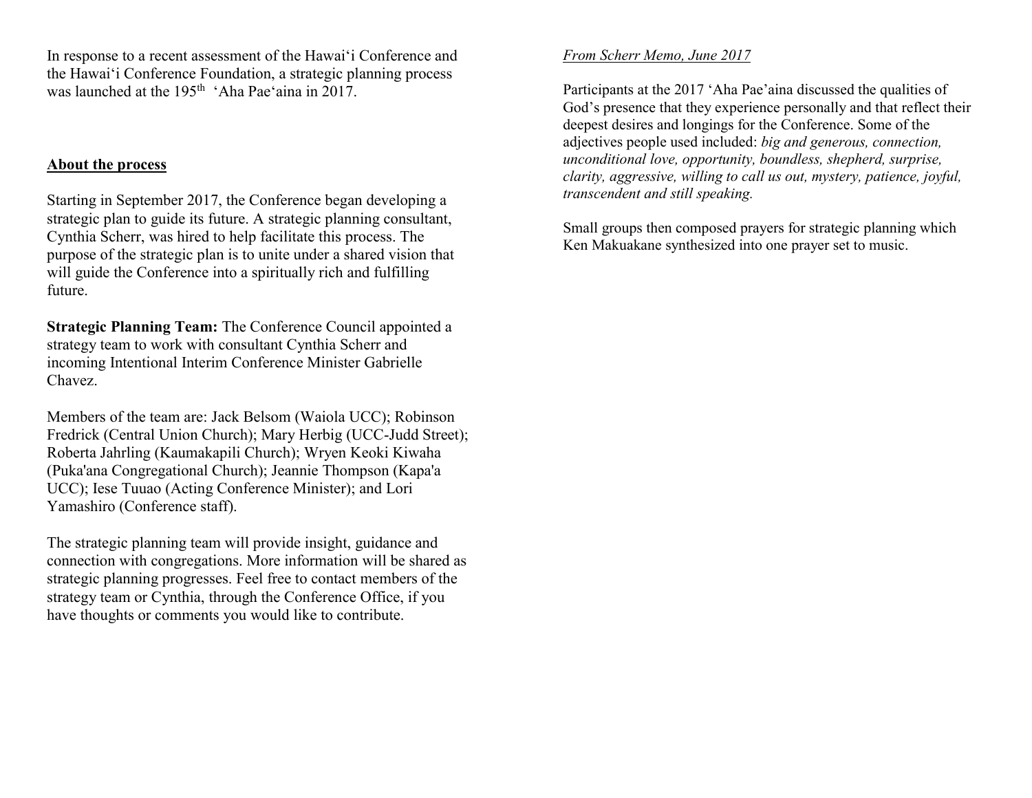In response to a recent assessment of the Hawaiʻi Conference and the Hawaiʻi Conference Foundation, a strategic planning process was launched at the 195th ʻAha Paeʻaina in 2017.

**About the process**

Starting in September 2017, the Conference began developing a strategic plan to guide its future. A strategic planning consultant, Cynthia Scherr, was hired to help facilitate this process. The purpose of the strategic plan is to unite under a shared vision that will guide the Conference into a spiritually rich and fulfilling future.

**Strategic Planning Team:** The Conference Council appointed a strategy team to work with consultant Cynthia Scherr and incoming Intentional Interim Conference Minister Gabrielle Chavez.

Members of the team are: Jack Belsom (Waiola UCC); Robinson Fredrick (Central Union Church); Mary Herbig (UCC-Judd Street); Roberta Jahrling (Kaumakapili Church); Wryen Keoki Kiwaha (Puka'ana Congregational Church); Jeannie Thompson (Kapa'a UCC); Iese Tuuao (Acting Conference Minister); and Lori Yamashiro (Conference staff).

The strategic planning team will provide insight, guidance and connection with congregations. More information will be shared as strategic planning progresses. Feel free to contact members of the strategy team or Cynthia, through the Conference Office, if you have thoughts or comments you would like to contribute.

*From Scherr Memo, June 2017*

Participants at the 2017 ʻAha Pae'aina discussed the qualities of God's presence that they experience personally and that reflect their deepest desires and longings for the Conference. Some of the adjectives people used included: *big and generous, connection, unconditional love, opportunity, boundless, shepherd, surprise, clarity, aggressive, willing to call us out, mystery, patience, joyful, transcendent and still speaking.*

Small groups then composed prayers for strategic planning which Ken Makuakane synthesized into one prayer set to music.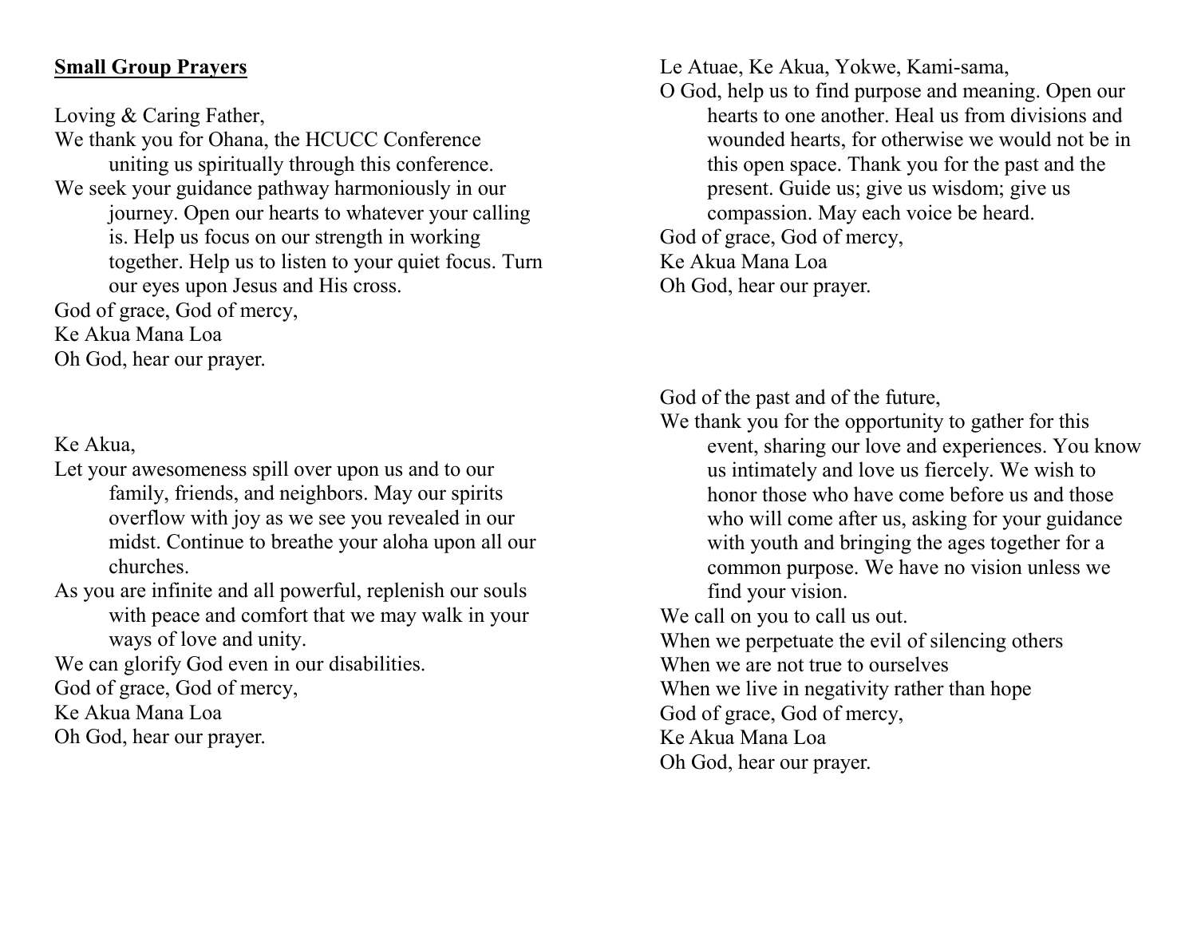**Small Group Prayers**

Loving & Caring Father,
We thank you for Ohana, the HCUCC Conference uniting us spiritually through this conference.
We seek your guidance pathway harmoniously in our journey. Open our hearts to whatever your calling is. Help us focus on our strength in working together. Help us to listen to your quiet focus. Turn our eyes upon Jesus and His cross.
God of grace, God of mercy,
Ke Akua Mana Loa
Oh God, hear our prayer.

Ke Akua,
Let your awesomeness spill over upon us and to our family, friends, and neighbors. May our spirits overflow with joy as we see you revealed in our midst. Continue to breathe your aloha upon all our churches.
As you are infinite and all powerful, replenish our souls with peace and comfort that we may walk in your ways of love and unity.
We can glorify God even in our disabilities.
God of grace, God of mercy,
Ke Akua Mana Loa
Oh God, hear our prayer.

Le Atuae, Ke Akua, Yokwe, Kami-sama,
O God, help us to find purpose and meaning. Open our hearts to one another. Heal us from divisions and wounded hearts, for otherwise we would not be in this open space. Thank you for the past and the present. Guide us; give us wisdom; give us compassion. May each voice be heard.
God of grace, God of mercy,
Ke Akua Mana Loa
Oh God, hear our prayer.

God of the past and of the future,
We thank you for the opportunity to gather for this event, sharing our love and experiences. You know us intimately and love us fiercely. We wish to honor those who have come before us and those who will come after us, asking for your guidance with youth and bringing the ages together for a common purpose. We have no vision unless we find your vision.
We call on you to call us out.
When we perpetuate the evil of silencing others
When we are not true to ourselves
When we live in negativity rather than hope
God of grace, God of mercy,
Ke Akua Mana Loa
Oh God, hear our prayer.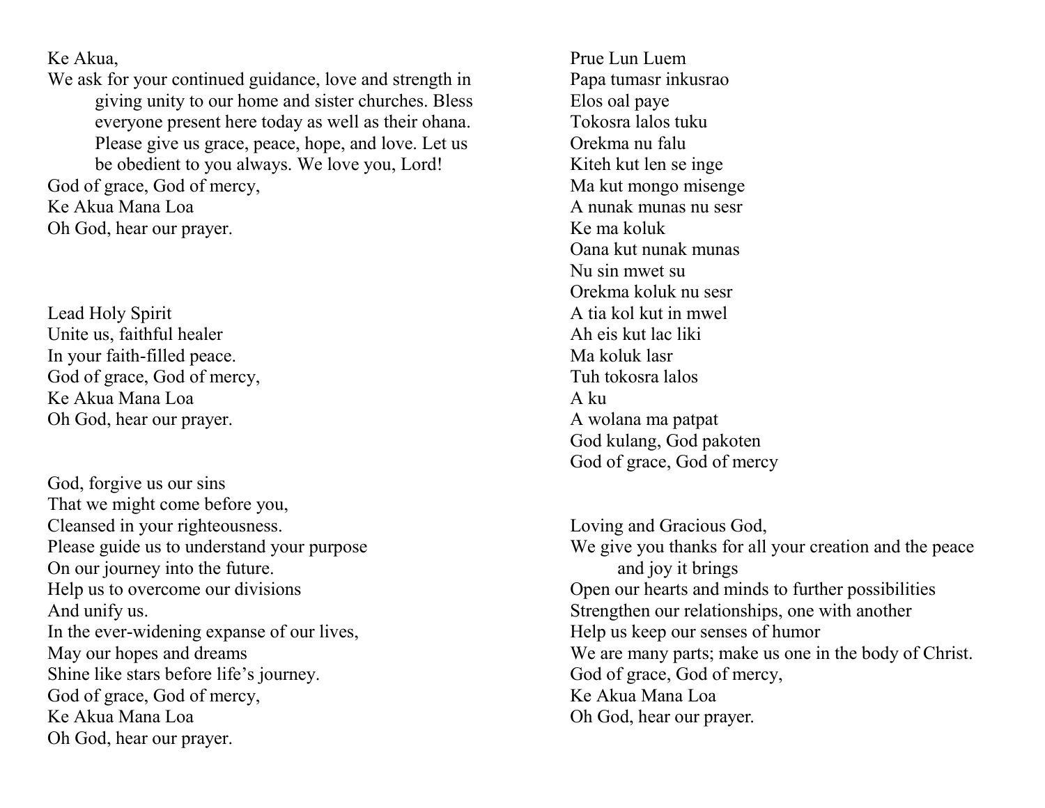Ke Akua,

We ask for your continued guidance, love and strength in giving unity to our home and sister churches. Bless everyone present here today as well as their ohana. Please give us grace, peace, hope, and love. Let us be obedient to you always. We love you, Lord!

God of grace, God of mercy,
Ke Akua Mana Loa
Oh God, hear our prayer.

Lead Holy Spirit
Unite us, faithful healer
In your faith-filled peace.
God of grace, God of mercy,
Ke Akua Mana Loa
Oh God, hear our prayer.

God, forgive us our sins
That we might come before you,
Cleansed in your righteousness.
Please guide us to understand your purpose
On our journey into the future.
Help us to overcome our divisions
And unify us.
In the ever-widening expanse of our lives,
May our hopes and dreams
Shine like stars before life's journey.
God of grace, God of mercy,
Ke Akua Mana Loa
Oh God, hear our prayer.

Prue Lun Luem
Papa tumasr inkusrao
Elos oal paye
Tokosra lalos tuku
Orekma nu falu
Kiteh kut len se inge
Ma kut mongo misenge
A nunak munas nu sesr
Ke ma koluk
Oana kut nunak munas
Nu sin mwet su
Orekma koluk nu sesr
A tia kol kut in mwel
Ah eis kut lac liki
Ma koluk lasr
Tuh tokosra lalos
A ku
A wolana ma patpat
God kulang, God pakoten
God of grace, God of mercy

Loving and Gracious God,

We give you thanks for all your creation and the peace and joy it brings
Open our hearts and minds to further possibilities
Strengthen our relationships, one with another
Help us keep our senses of humor
We are many parts; make us one in the body of Christ.
God of grace, God of mercy,
Ke Akua Mana Loa
Oh God, hear our prayer.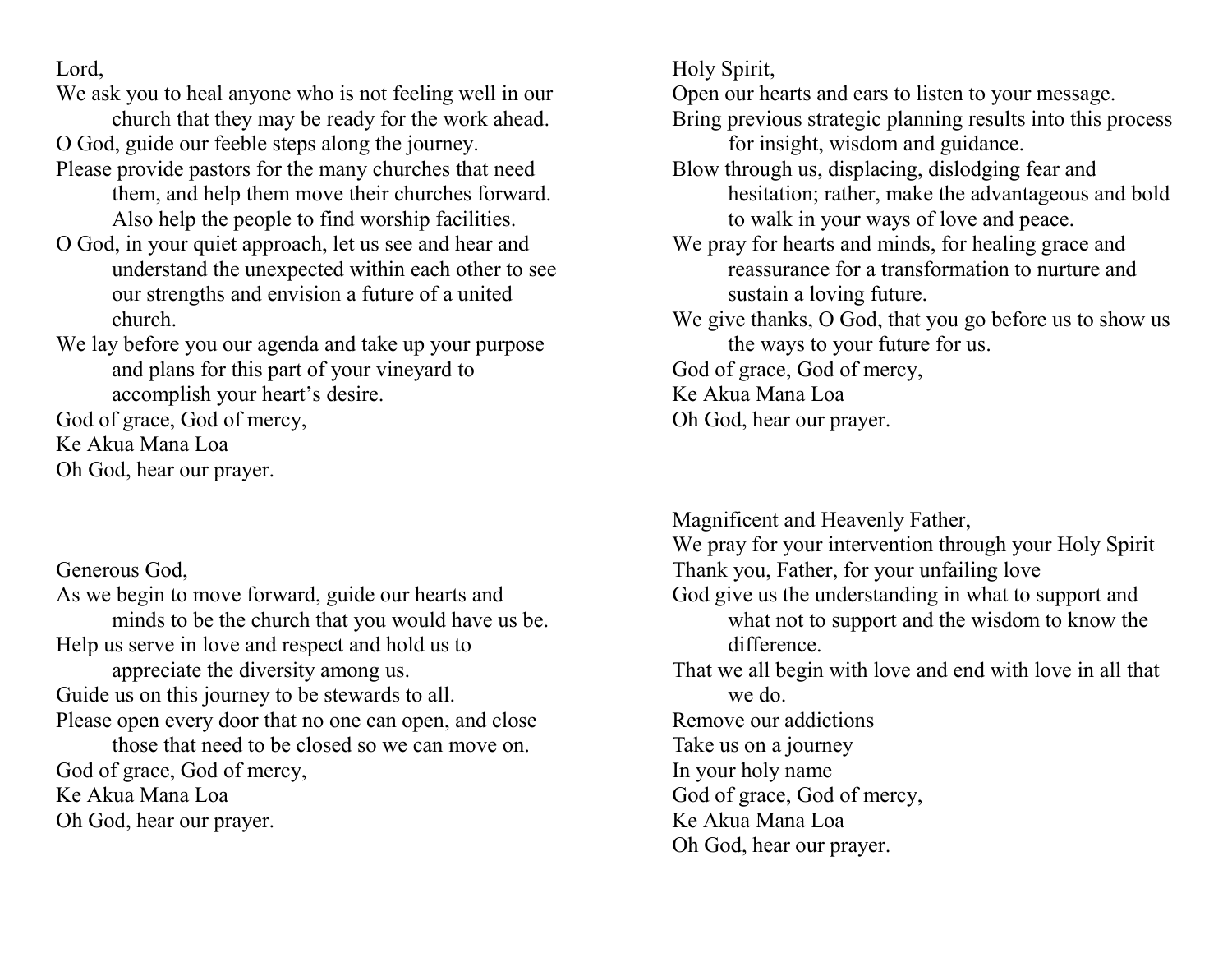Lord,
We ask you to heal anyone who is not feeling well in our church that they may be ready for the work ahead.
O God, guide our feeble steps along the journey.
Please provide pastors for the many churches that need them, and help them move their churches forward. Also help the people to find worship facilities.
O God, in your quiet approach, let us see and hear and understand the unexpected within each other to see our strengths and envision a future of a united church.
We lay before you our agenda and take up your purpose and plans for this part of your vineyard to accomplish your heart's desire.
God of grace, God of mercy,
Ke Akua Mana Loa
Oh God, hear our prayer.

Generous God,
As we begin to move forward, guide our hearts and minds to be the church that you would have us be.
Help us serve in love and respect and hold us to appreciate the diversity among us.
Guide us on this journey to be stewards to all.
Please open every door that no one can open, and close those that need to be closed so we can move on.
God of grace, God of mercy,
Ke Akua Mana Loa
Oh God, hear our prayer.

Holy Spirit,
Open our hearts and ears to listen to your message.
Bring previous strategic planning results into this process for insight, wisdom and guidance.
Blow through us, displacing, dislodging fear and hesitation; rather, make the advantageous and bold to walk in your ways of love and peace.
We pray for hearts and minds, for healing grace and reassurance for a transformation to nurture and sustain a loving future.
We give thanks, O God, that you go before us to show us the ways to your future for us.
God of grace, God of mercy,
Ke Akua Mana Loa
Oh God, hear our prayer.

Magnificent and Heavenly Father,
We pray for your intervention through your Holy Spirit
Thank you, Father, for your unfailing love
God give us the understanding in what to support and what not to support and the wisdom to know the difference.
That we all begin with love and end with love in all that we do.
Remove our addictions
Take us on a journey
In your holy name
God of grace, God of mercy,
Ke Akua Mana Loa
Oh God, hear our prayer.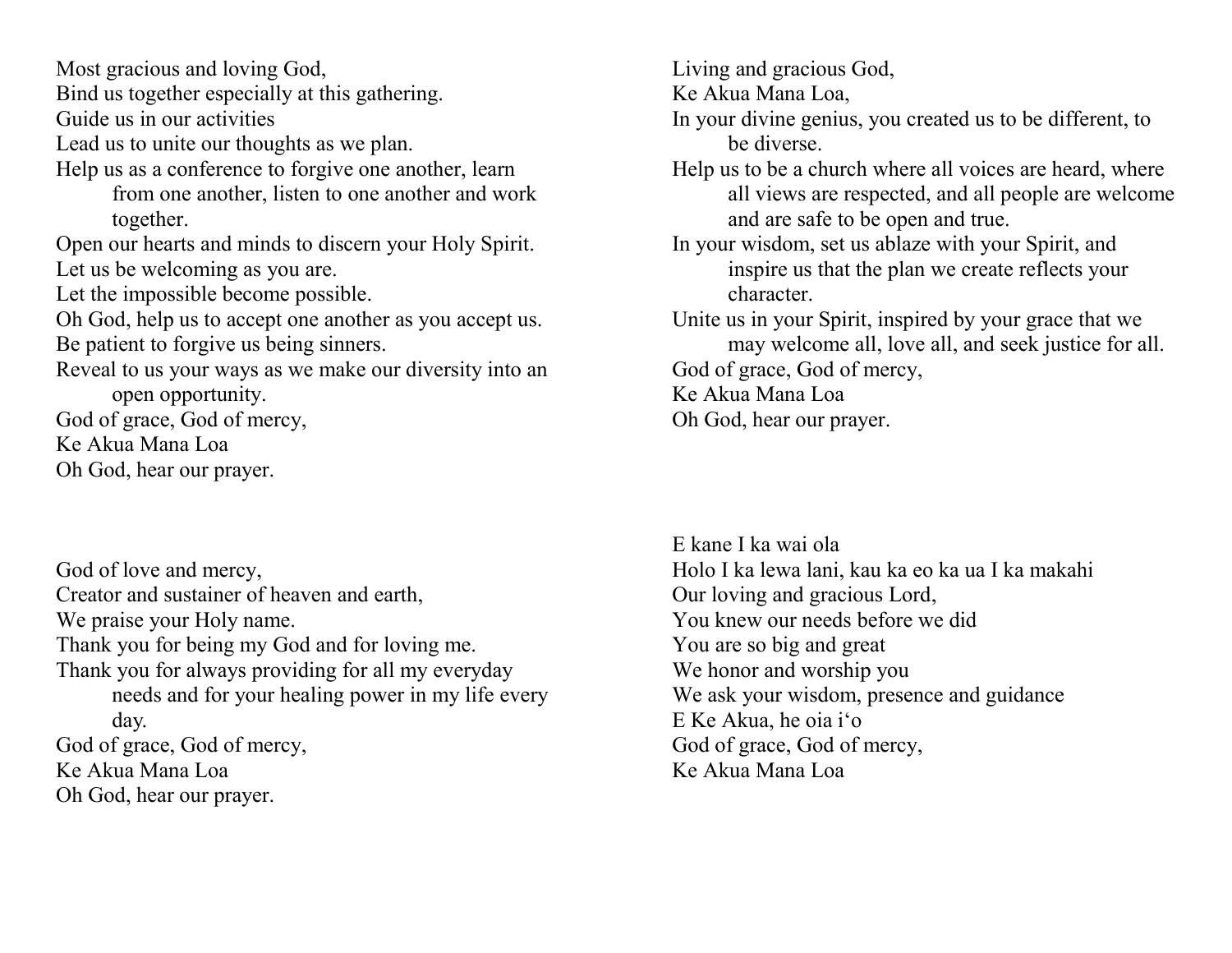Most gracious and loving God,
Bind us together especially at this gathering.
Guide us in our activities
Lead us to unite our thoughts as we plan.
Help us as a conference to forgive one another, learn from one another, listen to one another and work together.
Open our hearts and minds to discern your Holy Spirit.
Let us be welcoming as you are.
Let the impossible become possible.
Oh God, help us to accept one another as you accept us.
Be patient to forgive us being sinners.
Reveal to us your ways as we make our diversity into an open opportunity.
God of grace, God of mercy,
Ke Akua Mana Loa
Oh God, hear our prayer.

God of love and mercy,
Creator and sustainer of heaven and earth,
We praise your Holy name.
Thank you for being my God and for loving me.
Thank you for always providing for all my everyday needs and for your healing power in my life every day.
God of grace, God of mercy,
Ke Akua Mana Loa
Oh God, hear our prayer.

Living and gracious God,
Ke Akua Mana Loa,
In your divine genius, you created us to be different, to be diverse.
Help us to be a church where all voices are heard, where all views are respected, and all people are welcome and are safe to be open and true.
In your wisdom, set us ablaze with your Spirit, and inspire us that the plan we create reflects your character.
Unite us in your Spirit, inspired by your grace that we may welcome all, love all, and seek justice for all.
God of grace, God of mercy,
Ke Akua Mana Loa
Oh God, hear our prayer.

E kane I ka wai ola
Holo I ka lewa lani, kau ka eo ka ua I ka makahi
Our loving and gracious Lord,
You knew our needs before we did
You are so big and great
We honor and worship you
We ask your wisdom, presence and guidance
E Ke Akua, he oia i‘o
God of grace, God of mercy,
Ke Akua Mana Loa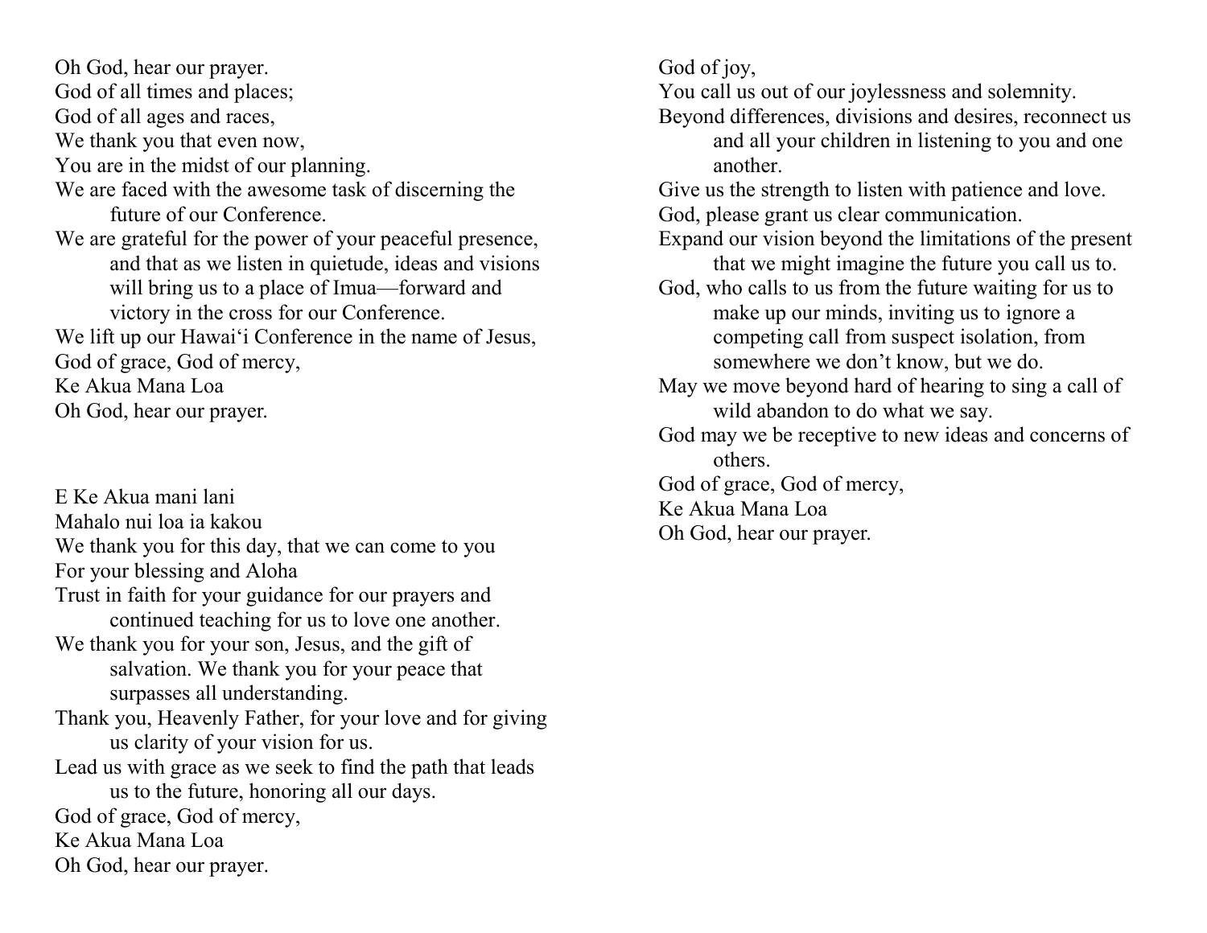Oh God, hear our prayer.
God of all times and places;
God of all ages and races,
We thank you that even now,
You are in the midst of our planning.
We are faced with the awesome task of discerning the future of our Conference.
We are grateful for the power of your peaceful presence, and that as we listen in quietude, ideas and visions will bring us to a place of Imua—forward and victory in the cross for our Conference.
We lift up our Hawai'i Conference in the name of Jesus,
God of grace, God of mercy,
Ke Akua Mana Loa
Oh God, hear our prayer.

E Ke Akua mani lani
Mahalo nui loa ia kakou
We thank you for this day, that we can come to you
For your blessing and Aloha
Trust in faith for your guidance for our prayers and continued teaching for us to love one another.
We thank you for your son, Jesus, and the gift of salvation. We thank you for your peace that surpasses all understanding.
Thank you, Heavenly Father, for your love and for giving us clarity of your vision for us.
Lead us with grace as we seek to find the path that leads us to the future, honoring all our days.
God of grace, God of mercy,
Ke Akua Mana Loa
Oh God, hear our prayer.

God of joy,
You call us out of our joylessness and solemnity.
Beyond differences, divisions and desires, reconnect us and all your children in listening to you and one another.
Give us the strength to listen with patience and love.
God, please grant us clear communication.
Expand our vision beyond the limitations of the present that we might imagine the future you call us to.
God, who calls to us from the future waiting for us to make up our minds, inviting us to ignore a competing call from suspect isolation, from somewhere we don't know, but we do.
May we move beyond hard of hearing to sing a call of wild abandon to do what we say.
God may we be receptive to new ideas and concerns of others.
God of grace, God of mercy,
Ke Akua Mana Loa
Oh God, hear our prayer.